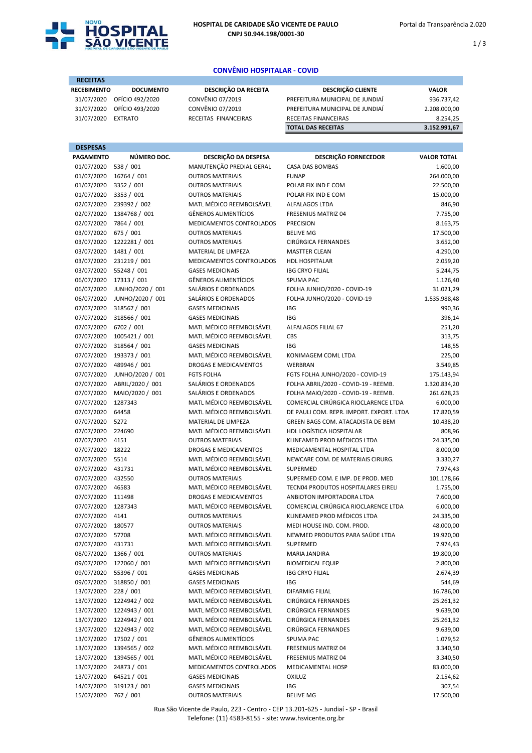**HOSPITAL DE CARIDADE SÃO VICENTE DE PAULO**
**CNPJ 50.944.198/0001-30**

Portal da Transparência 2.020

## CONVÊNIO HOSPITALAR - COVID

### RECEITAS

| RECEBIMENTO | DOCUMENTO | DESCRIÇÃO DA RECEITA | DESCRIÇÃO CLIENTE | VALOR |
|---|---|---|---|---|
| 31/07/2020 | OFÍCIO 492/2020 | CONVÊNIO 07/2019 | PREFEITURA MUNICIPAL DE JUNDIAÍ | 936.737,42 |
| 31/07/2020 | OFÍCIO 493/2020 | CONVÊNIO 07/2019 | PREFEITURA MUNICIPAL DE JUNDIAÍ | 2.208.000,00 |
| 31/07/2020 | EXTRATO | RECEITAS FINANCEIRAS | RECEITAS FINANCEIRAS | 8.254,25 |
| | | | **TOTAL DAS RECEITAS** | **3.152.991,67** |

### DESPESAS

| PAGAMENTO | NÚMERO DOC. | DESCRIÇÃO DA DESPESA | DESCRIÇÃO FORNECEDOR | VALOR TOTAL |
|---|---|---|---|---|
| 01/07/2020 | 538 / 001 | MANUTENÇÃO PREDIAL GERAL | CASA DAS BOMBAS | 1.600,00 |
| 01/07/2020 | 16764 / 001 | OUTROS MATERIAIS | FUNAP | 264.000,00 |
| 01/07/2020 | 3352 / 001 | OUTROS MATERIAIS | POLAR FIX IND E COM | 22.500,00 |
| 01/07/2020 | 3353 / 001 | OUTROS MATERIAIS | POLAR FIX IND E COM | 15.000,00 |
| 02/07/2020 | 239392 / 002 | MATL MÉDICO REEMBOLSÁVEL | ALFALAGOS LTDA | 846,90 |
| 02/07/2020 | 1384768 / 001 | GÊNEROS ALIMENTÍCIOS | FRESENIUS MATRIZ 04 | 7.755,00 |
| 02/07/2020 | 7864 / 001 | MEDICAMENTOS CONTROLADOS | PRECISION | 8.163,75 |
| 03/07/2020 | 675 / 001 | OUTROS MATERIAIS | BELIVE MG | 17.500,00 |
| 03/07/2020 | 1222281 / 001 | OUTROS MATERIAIS | CIRÚRGICA FERNANDES | 3.652,00 |
| 03/07/2020 | 1481 / 001 | MATERIAL DE LIMPEZA | MASTTER CLEAN | 4.290,00 |
| 03/07/2020 | 231219 / 001 | MEDICAMENTOS CONTROLADOS | HDL HOSPITALAR | 2.059,20 |
| 03/07/2020 | 55248 / 001 | GASES MEDICINAIS | IBG CRYO FILIAL | 5.244,75 |
| 06/07/2020 | 17313 / 001 | GÊNEROS ALIMENTÍCIOS | SPUMA PAC | 1.126,40 |
| 06/07/2020 | JUNHO/2020 / 001 | SALÁRIOS E ORDENADOS | FOLHA JUNHO/2020 - COVID-19 | 31.021,29 |
| 06/07/2020 | JUNHO/2020 / 001 | SALÁRIOS E ORDENADOS | FOLHA JUNHO/2020 - COVID-19 | 1.535.988,48 |
| 07/07/2020 | 318567 / 001 | GASES MEDICINAIS | IBG | 990,36 |
| 07/07/2020 | 318566 / 001 | GASES MEDICINAIS | IBG | 396,14 |
| 07/07/2020 | 6702 / 001 | MATL MÉDICO REEMBOLSÁVEL | ALFALAGOS FILIAL 67 | 251,20 |
| 07/07/2020 | 1005421 / 001 | MATL MÉDICO REEMBOLSÁVEL | CBS | 313,75 |
| 07/07/2020 | 318564 / 001 | GASES MEDICINAIS | IBG | 148,55 |
| 07/07/2020 | 193373 / 001 | MATL MÉDICO REEMBOLSÁVEL | KONIMAGEM COML LTDA | 225,00 |
| 07/07/2020 | 489946 / 001 | DROGAS E MEDICAMENTOS | WERBRAN | 3.549,85 |
| 07/07/2020 | JUNHO/2020 / 001 | FGTS FOLHA | FGTS FOLHA JUNHO/2020 - COVID-19 | 175.143,94 |
| 07/07/2020 | ABRIL/2020 / 001 | SALÁRIOS E ORDENADOS | FOLHA ABRIL/2020 - COVID-19 - REEMB. | 1.320.834,20 |
| 07/07/2020 | MAIO/2020 / 001 | SALÁRIOS E ORDENADOS | FOLHA MAIO/2020 - COVID-19 - REEMB. | 261.628,23 |
| 07/07/2020 | 1287343 | MATL MÉDICO REEMBOLSÁVEL | COMERCIAL CIRÚRGICA RIOCLARENCE LTDA | 6.000,00 |
| 07/07/2020 | 64458 | MATL MÉDICO REEMBOLSÁVEL | DE PAULI COM. REPR. IMPORT. EXPORT. LTDA | 17.820,59 |
| 07/07/2020 | 5272 | MATERIAL DE LIMPEZA | GREEN BAGS COM. ATACADISTA DE BEM | 10.438,20 |
| 07/07/2020 | 224690 | MATL MÉDICO REEMBOLSÁVEL | HDL LOGÍSTICA HOSPITALAR | 808,96 |
| 07/07/2020 | 4151 | OUTROS MATERIAIS | KLINEAMED PROD MÉDICOS LTDA | 24.335,00 |
| 07/07/2020 | 18222 | DROGAS E MEDICAMENTOS | MEDICAMENTAL HOSPITAL LTDA | 8.000,00 |
| 07/07/2020 | 5514 | MATL MÉDICO REEMBOLSÁVEL | NEWCARE COM. DE MATERIAIS CIRURG. | 3.330,27 |
| 07/07/2020 | 431731 | MATL MÉDICO REEMBOLSÁVEL | SUPERMED | 7.974,43 |
| 07/07/2020 | 432550 | OUTROS MATERIAIS | SUPERMED COM. E IMP. DE PROD. MED | 101.178,66 |
| 07/07/2020 | 46583 | MATL MÉDICO REEMBOLSÁVEL | TECN04 PRODUTOS HOSPITALARES EIRELI | 1.755,00 |
| 07/07/2020 | 111498 | DROGAS E MEDICAMENTOS | ANBIOTON IMPORTADORA LTDA | 7.600,00 |
| 07/07/2020 | 1287343 | MATL MÉDICO REEMBOLSÁVEL | COMERCIAL CIRÚRGICA RIOCLARENCE LTDA | 6.000,00 |
| 07/07/2020 | 4141 | OUTROS MATERIAIS | KLINEAMED PROD MÉDICOS LTDA | 24.335,00 |
| 07/07/2020 | 180577 | OUTROS MATERIAIS | MEDI HOUSE IND. COM. PROD. | 48.000,00 |
| 07/07/2020 | 57708 | MATL MÉDICO REEMBOLSÁVEL | NEWMED PRODUTOS PARA SAÚDE LTDA | 19.920,00 |
| 07/07/2020 | 431731 | MATL MÉDICO REEMBOLSÁVEL | SUPERMED | 7.974,43 |
| 08/07/2020 | 1366 / 001 | OUTROS MATERIAIS | MARIA JANDIRA | 19.800,00 |
| 09/07/2020 | 122060 / 001 | MATL MÉDICO REEMBOLSÁVEL | BIOMEDICAL EQUIP | 2.800,00 |
| 09/07/2020 | 55396 / 001 | GASES MEDICINAIS | IBG CRYO FILIAL | 2.674,39 |
| 09/07/2020 | 318850 / 001 | GASES MEDICINAIS | IBG | 544,69 |
| 13/07/2020 | 228 / 001 | MATL MÉDICO REEMBOLSÁVEL | DIFARMIG FILIAL | 16.786,00 |
| 13/07/2020 | 1224942 / 002 | MATL MÉDICO REEMBOLSÁVEL | CIRÚRGICA FERNANDES | 25.261,32 |
| 13/07/2020 | 1224943 / 001 | MATL MÉDICO REEMBOLSÁVEL | CIRÚRGICA FERNANDES | 9.639,00 |
| 13/07/2020 | 1224942 / 001 | MATL MÉDICO REEMBOLSÁVEL | CIRÚRGICA FERNANDES | 25.261,32 |
| 13/07/2020 | 1224943 / 002 | MATL MÉDICO REEMBOLSÁVEL | CIRÚRGICA FERNANDES | 9.639,00 |
| 13/07/2020 | 17502 / 001 | GÊNEROS ALIMENTÍCIOS | SPUMA PAC | 1.079,52 |
| 13/07/2020 | 1394565 / 002 | MATL MÉDICO REEMBOLSÁVEL | FRESENIUS MATRIZ 04 | 3.340,50 |
| 13/07/2020 | 1394565 / 001 | MATL MÉDICO REEMBOLSÁVEL | FRESENIUS MATRIZ 04 | 3.340,50 |
| 13/07/2020 | 24873 / 001 | MEDICAMENTOS CONTROLADOS | MEDICAMENTAL HOSP | 83.000,00 |
| 13/07/2020 | 64521 / 001 | GASES MEDICINAIS | OXILUZ | 2.154,62 |
| 14/07/2020 | 319123 / 001 | GASES MEDICINAIS | IBG | 307,54 |
| 15/07/2020 | 767 / 001 | OUTROS MATERIAIS | BELIVE MG | 17.500,00 |

Rua São Vicente de Paulo, 223 - Centro - CEP 13.201-625 - Jundiaí - SP - Brasil
Telefone: (11) 4583-8155 - site: www.hsvicente.org.br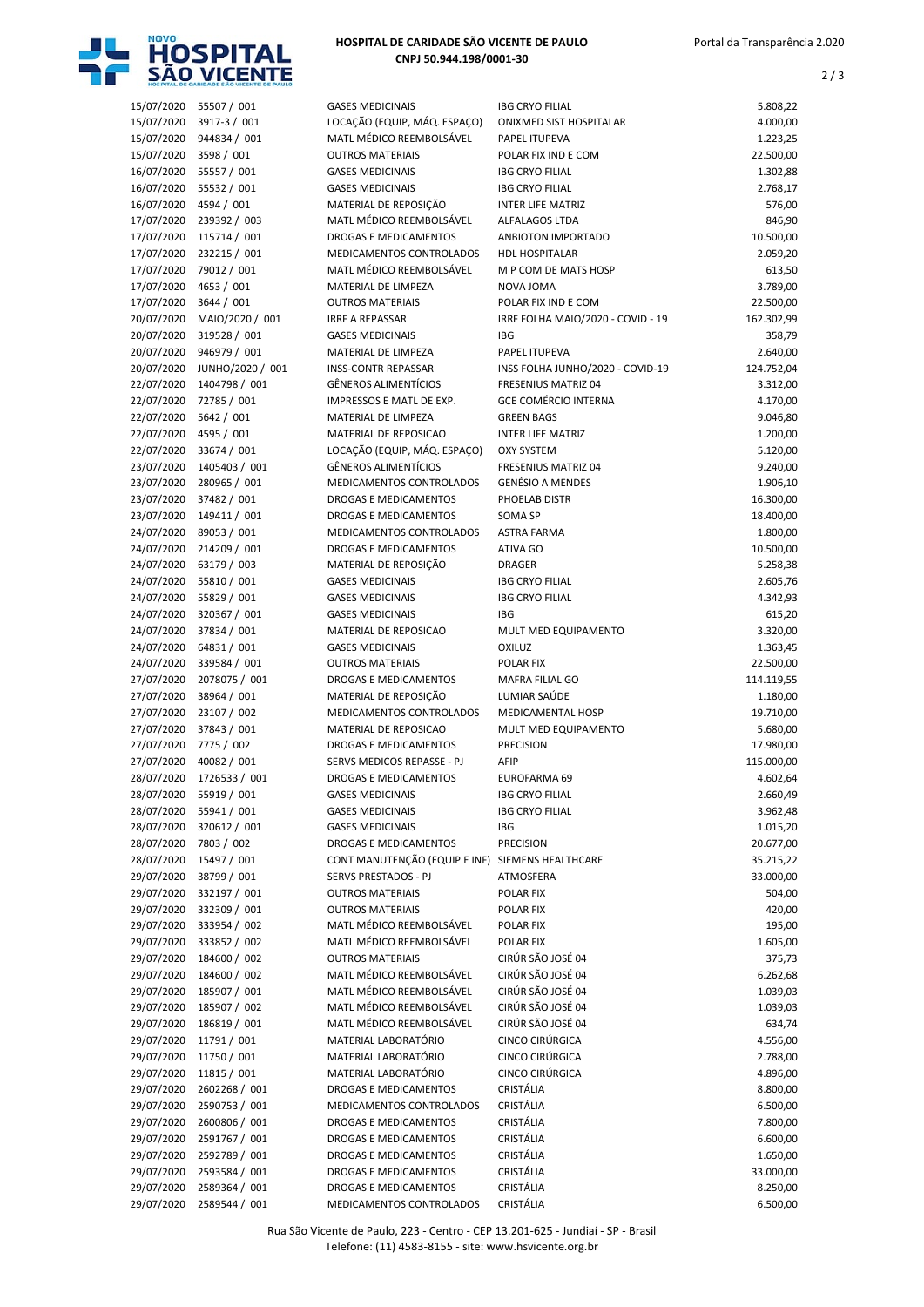| | | | | |
|---|---|---|---|---|
| 15/07/2020 | 55507 / 001 | GASES MEDICINAIS | IBG CRYO FILIAL | 5.808,22 |
| 15/07/2020 | 3917-3 / 001 | LOCAÇÃO (EQUIP, MÁQ. ESPAÇO) | ONIXMED SIST HOSPITALAR | 4.000,00 |
| 15/07/2020 | 944834 / 001 | MATL MÉDICO REEMBOLSÁVEL | PAPEL ITUPEVA | 1.223,25 |
| 15/07/2020 | 3598 / 001 | OUTROS MATERIAIS | POLAR FIX IND E COM | 22.500,00 |
| 16/07/2020 | 55557 / 001 | GASES MEDICINAIS | IBG CRYO FILIAL | 1.302,88 |
| 16/07/2020 | 55532 / 001 | GASES MEDICINAIS | IBG CRYO FILIAL | 2.768,17 |
| 16/07/2020 | 4594 / 001 | MATERIAL DE REPOSIÇÃO | INTER LIFE MATRIZ | 576,00 |
| 17/07/2020 | 239392 / 003 | MATL MÉDICO REEMBOLSÁVEL | ALFALAGOS LTDA | 846,90 |
| 17/07/2020 | 115714 / 001 | DROGAS E MEDICAMENTOS | ANBIOTON IMPORTADO | 10.500,00 |
| 17/07/2020 | 232215 / 001 | MEDICAMENTOS CONTROLADOS | HDL HOSPITALAR | 2.059,20 |
| 17/07/2020 | 79012 / 001 | MATL MÉDICO REEMBOLSÁVEL | M P COM DE MATS HOSP | 613,50 |
| 17/07/2020 | 4653 / 001 | MATERIAL DE LIMPEZA | NOVA JOMA | 3.789,00 |
| 17/07/2020 | 3644 / 001 | OUTROS MATERIAIS | POLAR FIX IND E COM | 22.500,00 |
| 20/07/2020 | MAIO/2020 / 001 | IRRF A REPASSAR | IRRF FOLHA MAIO/2020 - COVID - 19 | 162.302,99 |
| 20/07/2020 | 319528 / 001 | GASES MEDICINAIS | IBG | 358,79 |
| 20/07/2020 | 946979 / 001 | MATERIAL DE LIMPEZA | PAPEL ITUPEVA | 2.640,00 |
| 20/07/2020 | JUNHO/2020 / 001 | INSS-CONTR REPASSAR | INSS FOLHA JUNHO/2020 - COVID-19 | 124.752,04 |
| 22/07/2020 | 1404798 / 001 | GÊNEROS ALIMENTÍCIOS | FRESENIUS MATRIZ 04 | 3.312,00 |
| 22/07/2020 | 72785 / 001 | IMPRESSOS E MATL DE EXP. | GCE COMÉRCIO INTERNA | 4.170,00 |
| 22/07/2020 | 5642 / 001 | MATERIAL DE LIMPEZA | GREEN BAGS | 9.046,80 |
| 22/07/2020 | 4595 / 001 | MATERIAL DE REPOSICAO | INTER LIFE MATRIZ | 1.200,00 |
| 22/07/2020 | 33674 / 001 | LOCAÇÃO (EQUIP, MÁQ. ESPAÇO) | OXY SYSTEM | 5.120,00 |
| 23/07/2020 | 1405403 / 001 | GÊNEROS ALIMENTÍCIOS | FRESENIUS MATRIZ 04 | 9.240,00 |
| 23/07/2020 | 280965 / 001 | MEDICAMENTOS CONTROLADOS | GENÉSIO A MENDES | 1.906,10 |
| 23/07/2020 | 37482 / 001 | DROGAS E MEDICAMENTOS | PHOELAB DISTR | 16.300,00 |
| 23/07/2020 | 149411 / 001 | DROGAS E MEDICAMENTOS | SOMA SP | 18.400,00 |
| 24/07/2020 | 89053 / 001 | MEDICAMENTOS CONTROLADOS | ASTRA FARMA | 1.800,00 |
| 24/07/2020 | 214209 / 001 | DROGAS E MEDICAMENTOS | ATIVA GO | 10.500,00 |
| 24/07/2020 | 63179 / 003 | MATERIAL DE REPOSIÇÃO | DRAGER | 5.258,38 |
| 24/07/2020 | 55810 / 001 | GASES MEDICINAIS | IBG CRYO FILIAL | 2.605,76 |
| 24/07/2020 | 55829 / 001 | GASES MEDICINAIS | IBG CRYO FILIAL | 4.342,93 |
| 24/07/2020 | 320367 / 001 | GASES MEDICINAIS | IBG | 615,20 |
| 24/07/2020 | 37834 / 001 | MATERIAL DE REPOSICAO | MULT MED EQUIPAMENTO | 3.320,00 |
| 24/07/2020 | 64831 / 001 | GASES MEDICINAIS | OXILUZ | 1.363,45 |
| 24/07/2020 | 339584 / 001 | OUTROS MATERIAIS | POLAR FIX | 22.500,00 |
| 27/07/2020 | 2078075 / 001 | DROGAS E MEDICAMENTOS | MAFRA FILIAL GO | 114.119,55 |
| 27/07/2020 | 38964 / 001 | MATERIAL DE REPOSIÇÃO | LUMIAR SAÚDE | 1.180,00 |
| 27/07/2020 | 23107 / 002 | MEDICAMENTOS CONTROLADOS | MEDICAMENTAL HOSP | 19.710,00 |
| 27/07/2020 | 37843 / 001 | MATERIAL DE REPOSICAO | MULT MED EQUIPAMENTO | 5.680,00 |
| 27/07/2020 | 7775 / 002 | DROGAS E MEDICAMENTOS | PRECISION | 17.980,00 |
| 27/07/2020 | 40082 / 001 | SERVS MEDICOS REPASSE - PJ | AFIP | 115.000,00 |
| 28/07/2020 | 1726533 / 001 | DROGAS E MEDICAMENTOS | EUROFARMA 69 | 4.602,64 |
| 28/07/2020 | 55919 / 001 | GASES MEDICINAIS | IBG CRYO FILIAL | 2.660,49 |
| 28/07/2020 | 55941 / 001 | GASES MEDICINAIS | IBG CRYO FILIAL | 3.962,48 |
| 28/07/2020 | 320612 / 001 | GASES MEDICINAIS | IBG | 1.015,20 |
| 28/07/2020 | 7803 / 002 | DROGAS E MEDICAMENTOS | PRECISION | 20.677,00 |
| 28/07/2020 | 15497 / 001 | CONT MANUTENÇÃO (EQUIP E INF) | SIEMENS HEALTHCARE | 35.215,22 |
| 29/07/2020 | 38799 / 001 | SERVS PRESTADOS - PJ | ATMOSFERA | 33.000,00 |
| 29/07/2020 | 332197 / 001 | OUTROS MATERIAIS | POLAR FIX | 504,00 |
| 29/07/2020 | 332309 / 001 | OUTROS MATERIAIS | POLAR FIX | 420,00 |
| 29/07/2020 | 333954 / 002 | MATL MÉDICO REEMBOLSÁVEL | POLAR FIX | 195,00 |
| 29/07/2020 | 333852 / 002 | MATL MÉDICO REEMBOLSÁVEL | POLAR FIX | 1.605,00 |
| 29/07/2020 | 184600 / 002 | OUTROS MATERIAIS | CIRÚR SÃO JOSÉ 04 | 375,73 |
| 29/07/2020 | 184600 / 002 | MATL MÉDICO REEMBOLSÁVEL | CIRÚR SÃO JOSÉ 04 | 6.262,68 |
| 29/07/2020 | 185907 / 001 | MATL MÉDICO REEMBOLSÁVEL | CIRÚR SÃO JOSÉ 04 | 1.039,03 |
| 29/07/2020 | 185907 / 002 | MATL MÉDICO REEMBOLSÁVEL | CIRÚR SÃO JOSÉ 04 | 1.039,03 |
| 29/07/2020 | 186819 / 001 | MATL MÉDICO REEMBOLSÁVEL | CIRÚR SÃO JOSÉ 04 | 634,74 |
| 29/07/2020 | 11791 / 001 | MATERIAL LABORATÓRIO | CINCO CIRÚRGICA | 4.556,00 |
| 29/07/2020 | 11750 / 001 | MATERIAL LABORATÓRIO | CINCO CIRÚRGICA | 2.788,00 |
| 29/07/2020 | 11815 / 001 | MATERIAL LABORATÓRIO | CINCO CIRÚRGICA | 4.896,00 |
| 29/07/2020 | 2602268 / 001 | DROGAS E MEDICAMENTOS | CRISTÁLIA | 8.800,00 |
| 29/07/2020 | 2590753 / 001 | MEDICAMENTOS CONTROLADOS | CRISTÁLIA | 6.500,00 |
| 29/07/2020 | 2600806 / 001 | DROGAS E MEDICAMENTOS | CRISTÁLIA | 7.800,00 |
| 29/07/2020 | 2591767 / 001 | DROGAS E MEDICAMENTOS | CRISTÁLIA | 6.600,00 |
| 29/07/2020 | 2592789 / 001 | DROGAS E MEDICAMENTOS | CRISTÁLIA | 1.650,00 |
| 29/07/2020 | 2593584 / 001 | DROGAS E MEDICAMENTOS | CRISTÁLIA | 33.000,00 |
| 29/07/2020 | 2589364 / 001 | DROGAS E MEDICAMENTOS | CRISTÁLIA | 8.250,00 |
| 29/07/2020 | 2589544 / 001 | MEDICAMENTOS CONTROLADOS | CRISTÁLIA | 6.500,00 |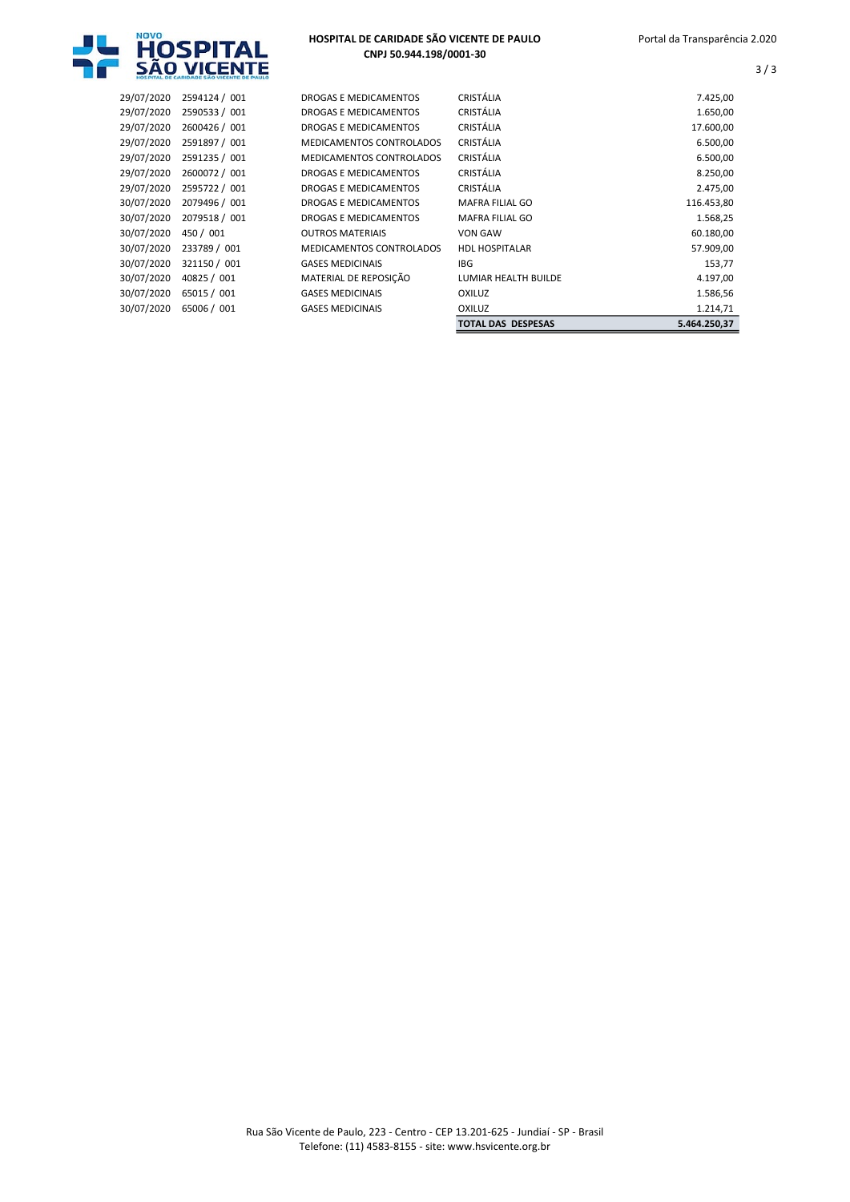**HOSPITAL DE CARIDADE SÃO VICENTE DE PAULO**
**CNPJ 50.944.198/0001-30**

Portal da Transparência 2.020

| | | | | |
|---|---|---|---|---|
| 29/07/2020 | 2594124 / 001 | DROGAS E MEDICAMENTOS | CRISTÁLIA | 7.425,00 |
| 29/07/2020 | 2590533 / 001 | DROGAS E MEDICAMENTOS | CRISTÁLIA | 1.650,00 |
| 29/07/2020 | 2600426 / 001 | DROGAS E MEDICAMENTOS | CRISTÁLIA | 17.600,00 |
| 29/07/2020 | 2591897 / 001 | MEDICAMENTOS CONTROLADOS | CRISTÁLIA | 6.500,00 |
| 29/07/2020 | 2591235 / 001 | MEDICAMENTOS CONTROLADOS | CRISTÁLIA | 6.500,00 |
| 29/07/2020 | 2600072 / 001 | DROGAS E MEDICAMENTOS | CRISTÁLIA | 8.250,00 |
| 29/07/2020 | 2595722 / 001 | DROGAS E MEDICAMENTOS | CRISTÁLIA | 2.475,00 |
| 30/07/2020 | 2079496 / 001 | DROGAS E MEDICAMENTOS | MAFRA FILIAL GO | 116.453,80 |
| 30/07/2020 | 2079518 / 001 | DROGAS E MEDICAMENTOS | MAFRA FILIAL GO | 1.568,25 |
| 30/07/2020 | 450 / 001 | OUTROS MATERIAIS | VON GAW | 60.180,00 |
| 30/07/2020 | 233789 / 001 | MEDICAMENTOS CONTROLADOS | HDL HOSPITALAR | 57.909,00 |
| 30/07/2020 | 321150 / 001 | GASES MEDICINAIS | IBG | 153,77 |
| 30/07/2020 | 40825 / 001 | MATERIAL DE REPOSIÇÃO | LUMIAR HEALTH BUILDE | 4.197,00 |
| 30/07/2020 | 65015 / 001 | GASES MEDICINAIS | OXILUZ | 1.586,56 |
| 30/07/2020 | 65006 / 001 | GASES MEDICINAIS | OXILUZ | 1.214,71 |
| | | | **TOTAL DAS DESPESAS** | **5.464.250,37** |

Rua São Vicente de Paulo, 223 - Centro - CEP 13.201-625 - Jundiaí - SP - Brasil
Telefone: (11) 4583-8155 - site: www.hsvicente.org.br